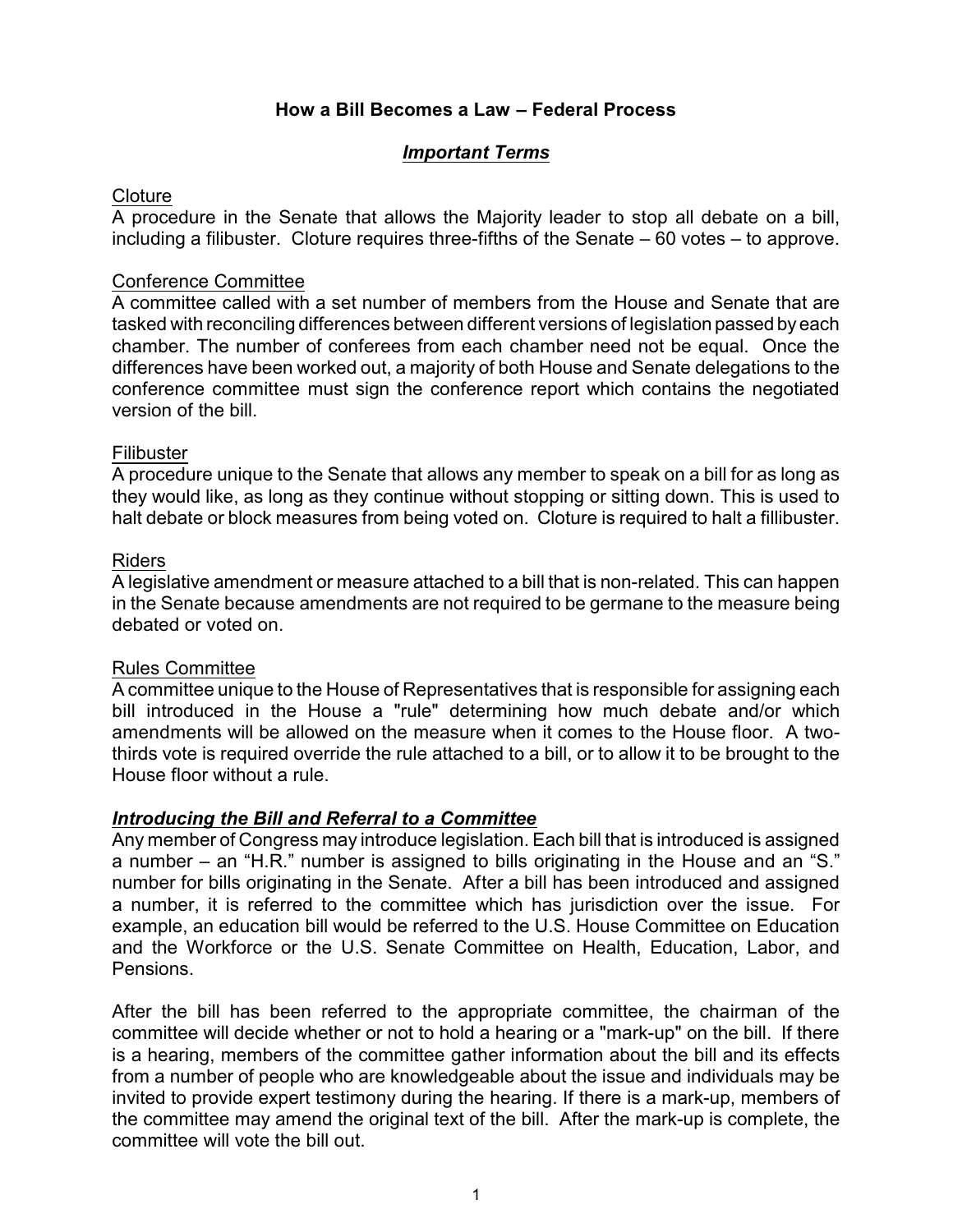# How a Bill Becomes a Law – Federal Process

## ***Important Terms***

Cloture

A procedure in the Senate that allows the Majority leader to stop all debate on a bill, including a filibuster. Cloture requires three-fifths of the Senate – 60 votes – to approve.

Conference Committee

A committee called with a set number of members from the House and Senate that are tasked with reconciling differences between different versions of legislation passed by each chamber. The number of conferees from each chamber need not be equal. Once the differences have been worked out, a majority of both House and Senate delegations to the conference committee must sign the conference report which contains the negotiated version of the bill.

Filibuster

A procedure unique to the Senate that allows any member to speak on a bill for as long as they would like, as long as they continue without stopping or sitting down. This is used to halt debate or block measures from being voted on. Cloture is required to halt a fillibuster.

Riders

A legislative amendment or measure attached to a bill that is non-related. This can happen in the Senate because amendments are not required to be germane to the measure being debated or voted on.

Rules Committee

A committee unique to the House of Representatives that is responsible for assigning each bill introduced in the House a "rule" determining how much debate and/or which amendments will be allowed on the measure when it comes to the House floor. A two-thirds vote is required override the rule attached to a bill, or to allow it to be brought to the House floor without a rule.

## ***Introducing the Bill and Referral to a Committee***

Any member of Congress may introduce legislation. Each bill that is introduced is assigned a number – an "H.R." number is assigned to bills originating in the House and an "S." number for bills originating in the Senate. After a bill has been introduced and assigned a number, it is referred to the committee which has jurisdiction over the issue. For example, an education bill would be referred to the U.S. House Committee on Education and the Workforce or the U.S. Senate Committee on Health, Education, Labor, and Pensions.

After the bill has been referred to the appropriate committee, the chairman of the committee will decide whether or not to hold a hearing or a "mark-up" on the bill. If there is a hearing, members of the committee gather information about the bill and its effects from a number of people who are knowledgeable about the issue and individuals may be invited to provide expert testimony during the hearing. If there is a mark-up, members of the committee may amend the original text of the bill. After the mark-up is complete, the committee will vote the bill out.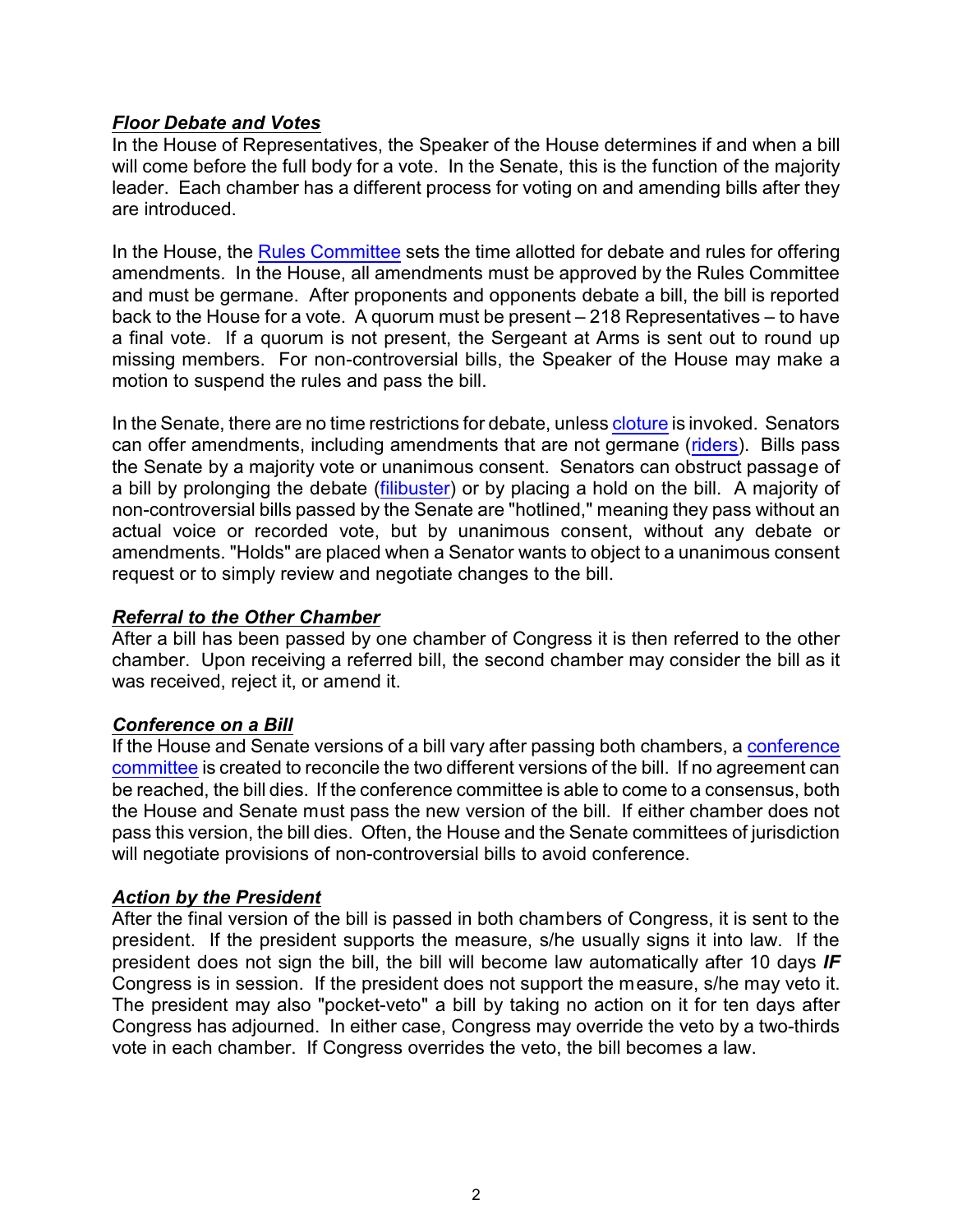### ***Floor Debate and Votes***

In the House of Representatives, the Speaker of the House determines if and when a bill will come before the full body for a vote. In the Senate, this is the function of the majority leader. Each chamber has a different process for voting on and amending bills after they are introduced.

In the House, the Rules Committee sets the time allotted for debate and rules for offering amendments. In the House, all amendments must be approved by the Rules Committee and must be germane. After proponents and opponents debate a bill, the bill is reported back to the House for a vote. A quorum must be present – 218 Representatives – to have a final vote. If a quorum is not present, the Sergeant at Arms is sent out to round up missing members. For non-controversial bills, the Speaker of the House may make a motion to suspend the rules and pass the bill.

In the Senate, there are no time restrictions for debate, unless cloture is invoked. Senators can offer amendments, including amendments that are not germane (riders). Bills pass the Senate by a majority vote or unanimous consent. Senators can obstruct passage of a bill by prolonging the debate (filibuster) or by placing a hold on the bill. A majority of non-controversial bills passed by the Senate are "hotlined," meaning they pass without an actual voice or recorded vote, but by unanimous consent, without any debate or amendments. "Holds" are placed when a Senator wants to object to a unanimous consent request or to simply review and negotiate changes to the bill.

### ***Referral to the Other Chamber***

After a bill has been passed by one chamber of Congress it is then referred to the other chamber. Upon receiving a referred bill, the second chamber may consider the bill as it was received, reject it, or amend it.

### ***Conference on a Bill***

If the House and Senate versions of a bill vary after passing both chambers, a conference committee is created to reconcile the two different versions of the bill. If no agreement can be reached, the bill dies. If the conference committee is able to come to a consensus, both the House and Senate must pass the new version of the bill. If either chamber does not pass this version, the bill dies. Often, the House and the Senate committees of jurisdiction will negotiate provisions of non-controversial bills to avoid conference.

### ***Action by the President***

After the final version of the bill is passed in both chambers of Congress, it is sent to the president. If the president supports the measure, s/he usually signs it into law. If the president does not sign the bill, the bill will become law automatically after 10 days ***IF*** Congress is in session. If the president does not support the measure, s/he may veto it. The president may also "pocket-veto" a bill by taking no action on it for ten days after Congress has adjourned. In either case, Congress may override the veto by a two-thirds vote in each chamber. If Congress overrides the veto, the bill becomes a law.